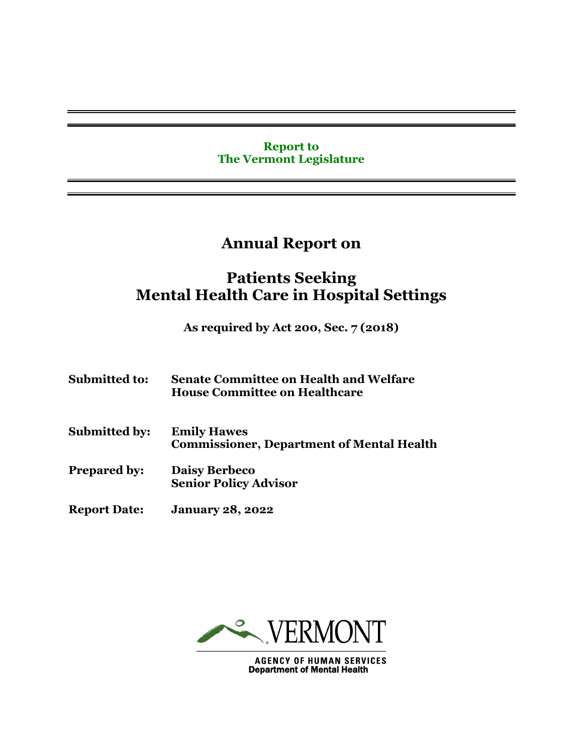**Report to**
**The Vermont Legislature**

# Annual Report on

# Patients Seeking Mental Health Care in Hospital Settings

**As required by Act 200, Sec. 7 (2018)**

**Submitted to:** **Senate Committee on Health and Welfare**
**House Committee on Healthcare**

**Submitted by:** **Emily Hawes**
**Commissioner, Department of Mental Health**

**Prepared by:** **Daisy Berbeco**
**Senior Policy Advisor**

**Report Date:** **January 28, 2022**

VERMONT
AGENCY OF HUMAN SERVICES
Department of Mental Health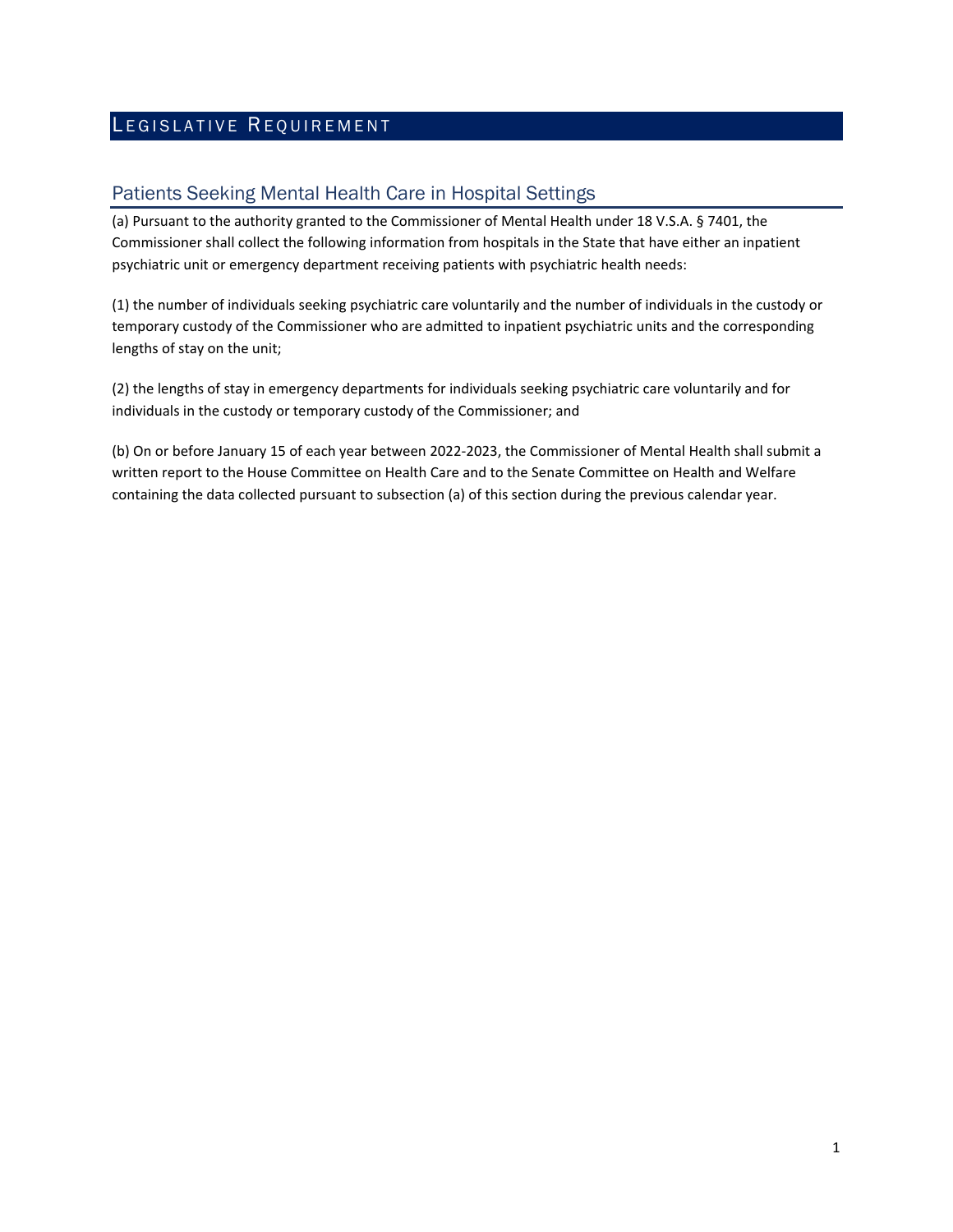## Legislative Requirement

### Patients Seeking Mental Health Care in Hospital Settings

(a) Pursuant to the authority granted to the Commissioner of Mental Health under 18 V.S.A. § 7401, the Commissioner shall collect the following information from hospitals in the State that have either an inpatient psychiatric unit or emergency department receiving patients with psychiatric health needs:

(1) the number of individuals seeking psychiatric care voluntarily and the number of individuals in the custody or temporary custody of the Commissioner who are admitted to inpatient psychiatric units and the corresponding lengths of stay on the unit;

(2) the lengths of stay in emergency departments for individuals seeking psychiatric care voluntarily and for individuals in the custody or temporary custody of the Commissioner; and

(b) On or before January 15 of each year between 2022-2023, the Commissioner of Mental Health shall submit a written report to the House Committee on Health Care and to the Senate Committee on Health and Welfare containing the data collected pursuant to subsection (a) of this section during the previous calendar year.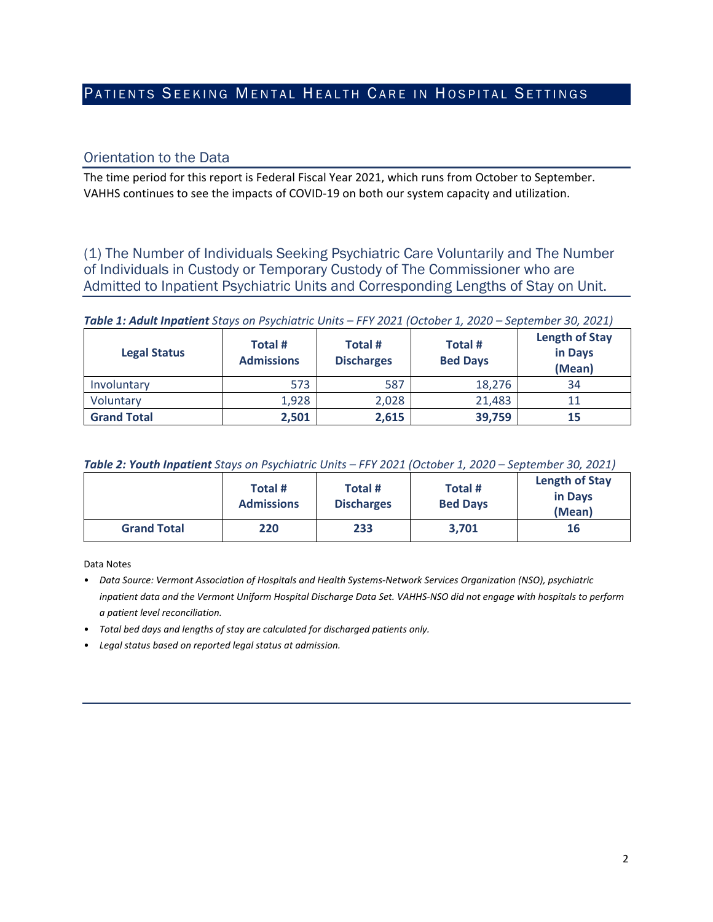# Patients Seeking Mental Health Care in Hospital Settings

## Orientation to the Data

The time period for this report is Federal Fiscal Year 2021, which runs from October to September. VAHHS continues to see the impacts of COVID-19 on both our system capacity and utilization.

## (1) The Number of Individuals Seeking Psychiatric Care Voluntarily and The Number of Individuals in Custody or Temporary Custody of The Commissioner who are Admitted to Inpatient Psychiatric Units and Corresponding Lengths of Stay on Unit.

***Table 1: Adult Inpatient** Stays on Psychiatric Units – FFY 2021 (October 1, 2020 – September 30, 2021)*

| Legal Status | Total # Admissions | Total # Discharges | Total # Bed Days | Length of Stay in Days (Mean) |
|---|---|---|---|---|
| Involuntary | 573 | 587 | 18,276 | 34 |
| Voluntary | 1,928 | 2,028 | 21,483 | 11 |
| **Grand Total** | **2,501** | **2,615** | **39,759** | **15** |

***Table 2: Youth Inpatient** Stays on Psychiatric Units – FFY 2021 (October 1, 2020 – September 30, 2021)*

| | Total # Admissions | Total # Discharges | Total # Bed Days | Length of Stay in Days (Mean) |
|---|---|---|---|---|
| **Grand Total** | **220** | **233** | **3,701** | **16** |

Data Notes

- *Data Source: Vermont Association of Hospitals and Health Systems-Network Services Organization (NSO), psychiatric inpatient data and the Vermont Uniform Hospital Discharge Data Set. VAHHS-NSO did not engage with hospitals to perform a patient level reconciliation.*
- *Total bed days and lengths of stay are calculated for discharged patients only.*
- *Legal status based on reported legal status at admission.*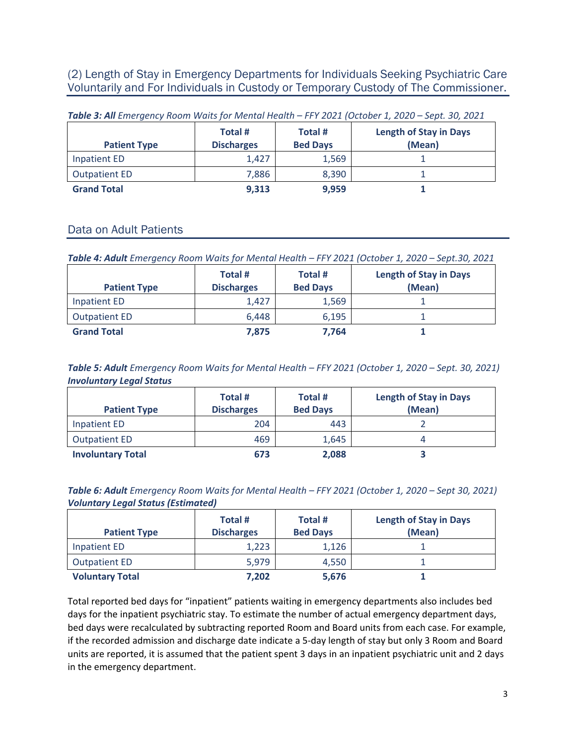## (2) Length of Stay in Emergency Departments for Individuals Seeking Psychiatric Care Voluntarily and For Individuals in Custody or Temporary Custody of The Commissioner.

***Table 3: All** Emergency Room Waits for Mental Health – FFY 2021 (October 1, 2020 – Sept. 30, 2021*

| Patient Type | Total # Discharges | Total # Bed Days | Length of Stay in Days (Mean) |
|---|---|---|---|
| Inpatient ED | 1,427 | 1,569 | 1 |
| Outpatient ED | 7,886 | 8,390 | 1 |
| **Grand Total** | **9,313** | **9,959** | **1** |

## Data on Adult Patients

***Table 4: Adult** Emergency Room Waits for Mental Health – FFY 2021 (October 1, 2020 – Sept.30, 2021*

| Patient Type | Total # Discharges | Total # Bed Days | Length of Stay in Days (Mean) |
|---|---|---|---|
| Inpatient ED | 1,427 | 1,569 | 1 |
| Outpatient ED | 6,448 | 6,195 | 1 |
| **Grand Total** | **7,875** | **7,764** | **1** |

***Table 5: Adult** Emergency Room Waits for Mental Health – FFY 2021 (October 1, 2020 – Sept. 30, 2021)*
***Involuntary Legal Status***

| Patient Type | Total # Discharges | Total # Bed Days | Length of Stay in Days (Mean) |
|---|---|---|---|
| Inpatient ED | 204 | 443 | 2 |
| Outpatient ED | 469 | 1,645 | 4 |
| **Involuntary Total** | **673** | **2,088** | **3** |

***Table 6: Adult** Emergency Room Waits for Mental Health – FFY 2021 (October 1, 2020 – Sept 30, 2021)*
***Voluntary Legal Status (Estimated)***

| Patient Type | Total # Discharges | Total # Bed Days | Length of Stay in Days (Mean) |
|---|---|---|---|
| Inpatient ED | 1,223 | 1,126 | 1 |
| Outpatient ED | 5,979 | 4,550 | 1 |
| **Voluntary Total** | **7,202** | **5,676** | **1** |

Total reported bed days for "inpatient" patients waiting in emergency departments also includes bed days for the inpatient psychiatric stay. To estimate the number of actual emergency department days, bed days were recalculated by subtracting reported Room and Board units from each case. For example, if the recorded admission and discharge date indicate a 5-day length of stay but only 3 Room and Board units are reported, it is assumed that the patient spent 3 days in an inpatient psychiatric unit and 2 days in the emergency department.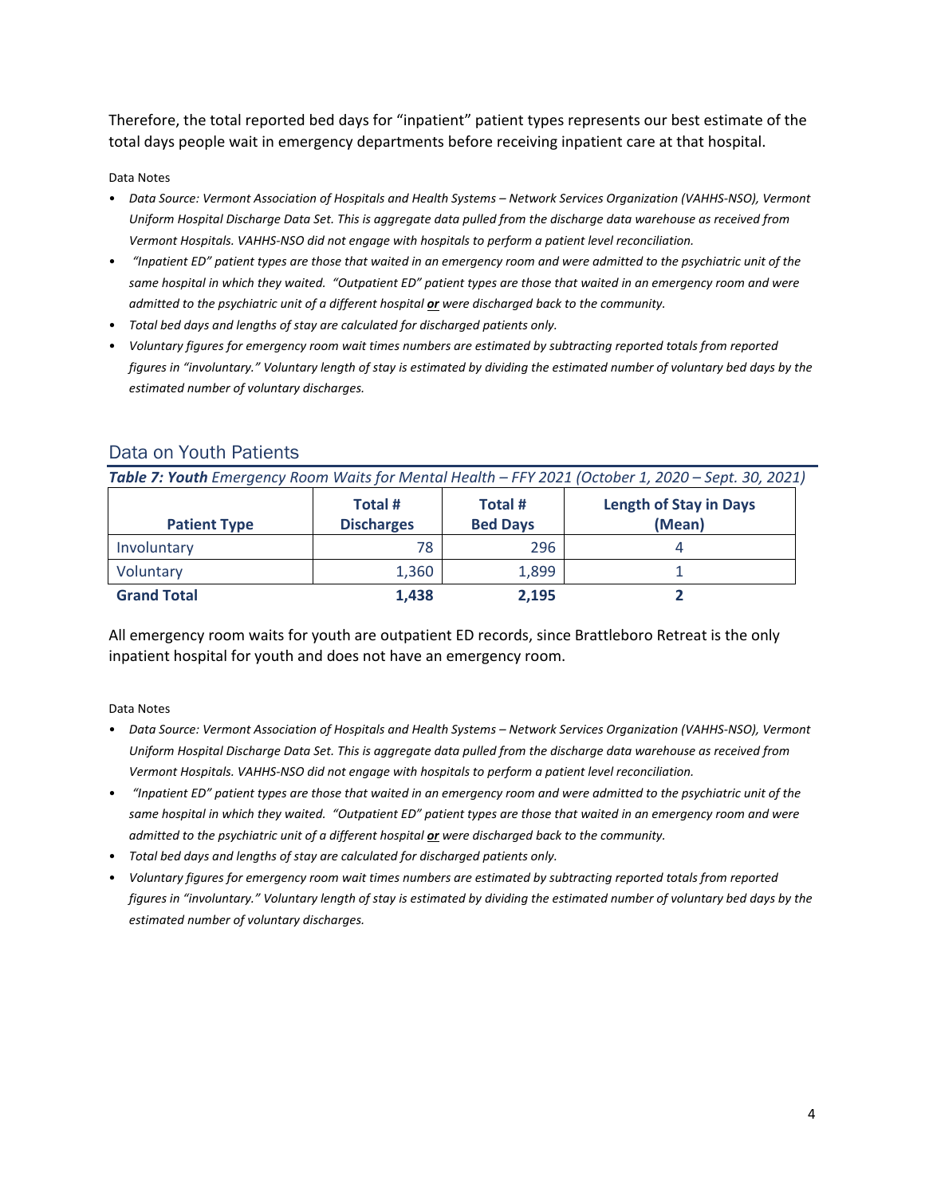Therefore, the total reported bed days for "inpatient" patient types represents our best estimate of the total days people wait in emergency departments before receiving inpatient care at that hospital.

Data Notes

- *Data Source: Vermont Association of Hospitals and Health Systems – Network Services Organization (VAHHS-NSO), Vermont Uniform Hospital Discharge Data Set. This is aggregate data pulled from the discharge data warehouse as received from Vermont Hospitals. VAHHS-NSO did not engage with hospitals to perform a patient level reconciliation.*
- *"Inpatient ED" patient types are those that waited in an emergency room and were admitted to the psychiatric unit of the same hospital in which they waited. "Outpatient ED" patient types are those that waited in an emergency room and were admitted to the psychiatric unit of a different hospital **or** were discharged back to the community.*
- *Total bed days and lengths of stay are calculated for discharged patients only.*
- *Voluntary figures for emergency room wait times numbers are estimated by subtracting reported totals from reported figures in "involuntary." Voluntary length of stay is estimated by dividing the estimated number of voluntary bed days by the estimated number of voluntary discharges.*

## Data on Youth Patients

***Table 7: Youth** Emergency Room Waits for Mental Health – FFY 2021 (October 1, 2020 – Sept. 30, 2021)*

| Patient Type | Total # Discharges | Total # Bed Days | Length of Stay in Days (Mean) |
|---|---|---|---|
| Involuntary | 78 | 296 | 4 |
| Voluntary | 1,360 | 1,899 | 1 |
| **Grand Total** | **1,438** | **2,195** | **2** |

All emergency room waits for youth are outpatient ED records, since Brattleboro Retreat is the only inpatient hospital for youth and does not have an emergency room.

Data Notes

- *Data Source: Vermont Association of Hospitals and Health Systems – Network Services Organization (VAHHS-NSO), Vermont Uniform Hospital Discharge Data Set. This is aggregate data pulled from the discharge data warehouse as received from Vermont Hospitals. VAHHS-NSO did not engage with hospitals to perform a patient level reconciliation.*
- *"Inpatient ED" patient types are those that waited in an emergency room and were admitted to the psychiatric unit of the same hospital in which they waited. "Outpatient ED" patient types are those that waited in an emergency room and were admitted to the psychiatric unit of a different hospital **or** were discharged back to the community.*
- *Total bed days and lengths of stay are calculated for discharged patients only.*
- *Voluntary figures for emergency room wait times numbers are estimated by subtracting reported totals from reported figures in "involuntary." Voluntary length of stay is estimated by dividing the estimated number of voluntary bed days by the estimated number of voluntary discharges.*